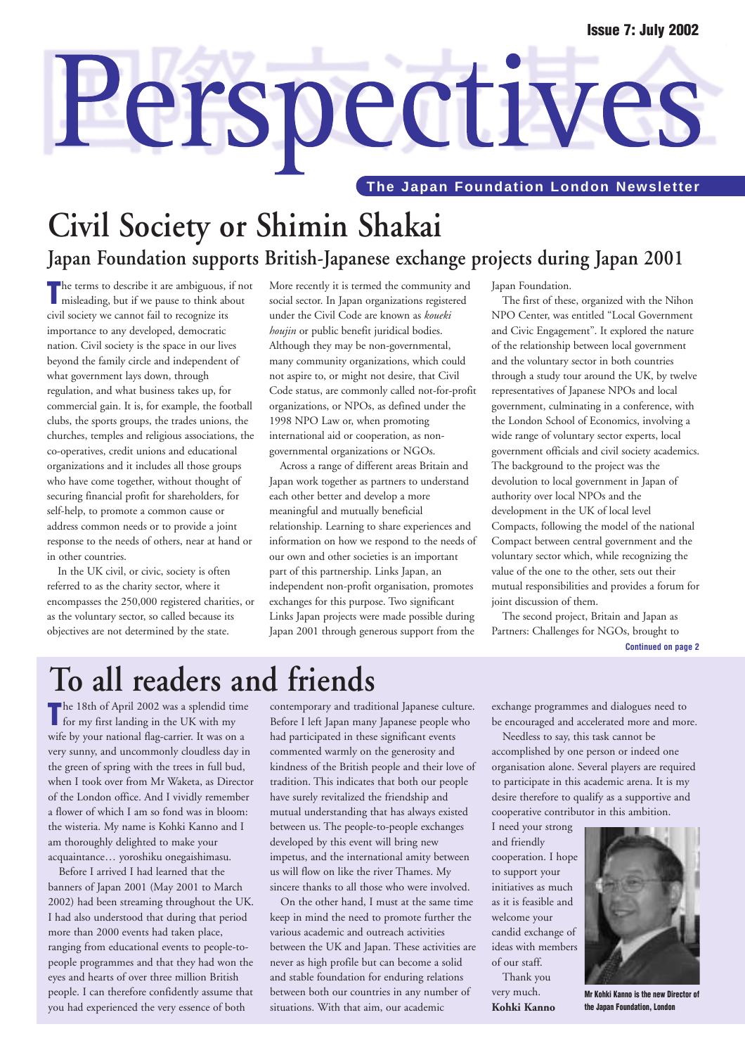# Perspectives

**The Japan Foundation London Newsletter**

Issue 7: July 2002

# Civil Society or Shimin Shakai

## Japan Foundation supports British-Japanese exchange projects during Japan 2001

The terms to describe it are ambiguous, if not misleading, but if we pause to think about civil society we cannot fail to recognize its importance to any developed, democratic nation. Civil society is the space in our lives beyond the family circle and independent of what government lays down, through regulation, and what business takes up, for commercial gain. It is, for example, the football clubs, the sports groups, the trades unions, the churches, temples and religious associations, the co-operatives, credit unions and educational organizations and it includes all those groups who have come together, without thought of securing financial profit for shareholders, for self-help, to promote a common cause or address common needs or to provide a joint response to the needs of others, near at hand or in other countries.

In the UK civil, or civic, society is often referred to as the charity sector, where it encompasses the 250,000 registered charities, or as the voluntary sector, so called because its objectives are not determined by the state. More recently it is termed the community and social sector. In Japan organizations registered under the Civil Code are known as *koueki houjin* or public benefit juridical bodies. Although they may be non-governmental, many community organizations, which could not aspire to, or might not desire, that Civil Code status, are commonly called not-for-profit organizations, or NPOs, as defined under the 1998 NPO Law or, when promoting international aid or cooperation, as non-governmental organizations or NGOs.

Across a range of different areas Britain and Japan work together as partners to understand each other better and develop a more meaningful and mutually beneficial relationship. Learning to share experiences and information on how we respond to the needs of our own and other societies is an important part of this partnership. Links Japan, an independent non-profit organisation, promotes exchanges for this purpose. Two significant Links Japan projects were made possible during Japan 2001 through generous support from the Japan Foundation.

The first of these, organized with the Nihon NPO Center, was entitled "Local Government and Civic Engagement". It explored the nature of the relationship between local government and the voluntary sector in both countries through a study tour around the UK, by twelve representatives of Japanese NPOs and local government, culminating in a conference, with the London School of Economics, involving a wide range of voluntary sector experts, local government officials and civil society academics. The background to the project was the devolution to local government in Japan of authority over local NPOs and the development in the UK of local level Compacts, following the model of the national Compact between central government and the voluntary sector which, while recognizing the value of the one to the other, sets out their mutual responsibilities and provides a forum for joint discussion of them.

The second project, Britain and Japan as Partners: Challenges for NGOs, brought to

*Continued on page 2*

# To all readers and friends

The 18th of April 2002 was a splendid time for my first landing in the UK with my wife by your national flag-carrier. It was on a very sunny, and uncommonly cloudless day in the green of spring with the trees in full bud, when I took over from Mr Waketa, as Director of the London office. And I vividly remember a flower of which I am so fond was in bloom: the wisteria. My name is Kohki Kanno and I am thoroughly delighted to make your acquaintance… yoroshiku onegaishimasu.

Before I arrived I had learned that the banners of Japan 2001 (May 2001 to March 2002) had been streaming throughout the UK. I had also understood that during that period more than 2000 events had taken place, ranging from educational events to people-to-people programmes and that they had won the eyes and hearts of over three million British people. I can therefore confidently assume that you had experienced the very essence of both contemporary and traditional Japanese culture. Before I left Japan many Japanese people who had participated in these significant events commented warmly on the generosity and kindness of the British people and their love of tradition. This indicates that both our people have surely revitalized the friendship and mutual understanding that has always existed between us. The people-to-people exchanges developed by this event will bring new impetus, and the international amity between us will flow on like the river Thames. My sincere thanks to all those who were involved.

On the other hand, I must at the same time keep in mind the need to promote further the various academic and outreach activities between the UK and Japan. These activities are never as high profile but can become a solid and stable foundation for enduring relations between both our countries in any number of situations. With that aim, our academic exchange programmes and dialogues need to be encouraged and accelerated more and more.

Needless to say, this task cannot be accomplished by one person or indeed one organisation alone. Several players are required to participate in this academic arena. It is my desire therefore to qualify as a supportive and cooperative contributor in this ambition. I need your strong and friendly cooperation. I hope to support your initiatives as much as it is feasible and welcome your candid exchange of ideas with members of our staff.

Thank you very much.

**Kohki Kanno**

Mr Kohki Kanno is the new Director of the Japan Foundation, London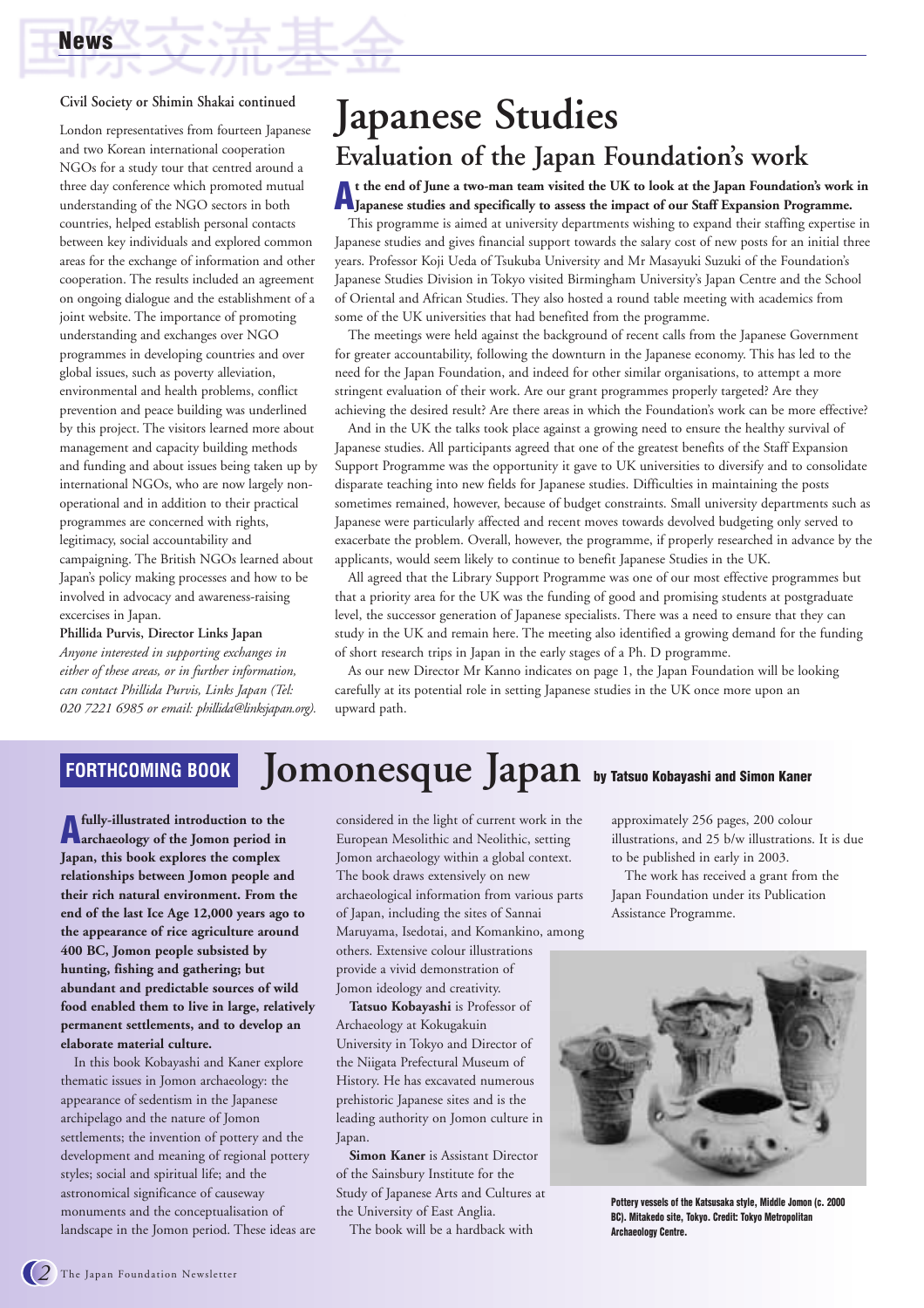**Civil Society or Shimin Shakai continued**

London representatives from fourteen Japanese and two Korean international cooperation NGOs for a study tour that centred around a three day conference which promoted mutual understanding of the NGO sectors in both countries, helped establish personal contacts between key individuals and explored common areas for the exchange of information and other cooperation. The results included an agreement on ongoing dialogue and the establishment of a joint website. The importance of promoting understanding and exchanges over NGO programmes in developing countries and over global issues, such as poverty alleviation, environmental and health problems, conflict prevention and peace building was underlined by this project. The visitors learned more about management and capacity building methods and funding and about issues being taken up by international NGOs, who are now largely non-operational and in addition to their practical programmes are concerned with rights, legitimacy, social accountability and campaigning. The British NGOs learned about Japan's policy making processes and how to be involved in advocacy and awareness-raising excercises in Japan.

**Phillida Purvis, Director Links Japan**

*Anyone interested in supporting exchanges in either of these areas, or in further information, can contact Phillida Purvis, Links Japan (Tel: 020 7221 6985 or email: phillida@linksjapan.org).*

# Japanese Studies

## Evaluation of the Japan Foundation's work

**At the end of June a two-man team visited the UK to look at the Japan Foundation's work in Japanese studies and specifically to assess the impact of our Staff Expansion Programme.**

This programme is aimed at university departments wishing to expand their staffing expertise in Japanese studies and gives financial support towards the salary cost of new posts for an initial three years. Professor Koji Ueda of Tsukuba University and Mr Masayuki Suzuki of the Foundation's Japanese Studies Division in Tokyo visited Birmingham University's Japan Centre and the School of Oriental and African Studies. They also hosted a round table meeting with academics from some of the UK universities that had benefited from the programme.

The meetings were held against the background of recent calls from the Japanese Government for greater accountability, following the downturn in the Japanese economy. This has led to the need for the Japan Foundation, and indeed for other similar organisations, to attempt a more stringent evaluation of their work. Are our grant programmes properly targeted? Are they achieving the desired result? Are there areas in which the Foundation's work can be more effective?

And in the UK the talks took place against a growing need to ensure the healthy survival of Japanese studies. All participants agreed that one of the greatest benefits of the Staff Expansion Support Programme was the opportunity it gave to UK universities to diversify and to consolidate disparate teaching into new fields for Japanese studies. Difficulties in maintaining the posts sometimes remained, however, because of budget constraints. Small university departments such as Japanese were particularly affected and recent moves towards devolved budgeting only served to exacerbate the problem. Overall, however, the programme, if properly researched in advance by the applicants, would seem likely to continue to benefit Japanese Studies in the UK.

All agreed that the Library Support Programme was one of our most effective programmes but that a priority area for the UK was the funding of good and promising students at postgraduate level, the successor generation of Japanese specialists. There was a need to ensure that they can study in the UK and remain here. The meeting also identified a growing demand for the funding of short research trips in Japan in the early stages of a Ph. D programme.

As our new Director Mr Kanno indicates on page 1, the Japan Foundation will be looking carefully at its potential role in setting Japanese studies in the UK once more upon an upward path.

**FORTHCOMING BOOK**

# Jomonesque Japan

**by Tatsuo Kobayashi and Simon Kaner**

**A fully-illustrated introduction to the archaeology of the Jomon period in Japan, this book explores the complex relationships between Jomon people and their rich natural environment. From the end of the last Ice Age 12,000 years ago to the appearance of rice agriculture around 400 BC, Jomon people subsisted by hunting, fishing and gathering; but abundant and predictable sources of wild food enabled them to live in large, relatively permanent settlements, and to develop an elaborate material culture.**

In this book Kobayashi and Kaner explore thematic issues in Jomon archaeology: the appearance of sedentism in the Japanese archipelago and the nature of Jomon settlements; the invention of pottery and the development and meaning of regional pottery styles; social and spiritual life; and the astronomical significance of causeway monuments and the conceptualisation of landscape in the Jomon period. These ideas are considered in the light of current work in the European Mesolithic and Neolithic, setting Jomon archaeology within a global context. The book draws extensively on new archaeological information from various parts of Japan, including the sites of Sannai Maruyama, Isedotai, and Komankino, among others. Extensive colour illustrations provide a vivid demonstration of Jomon ideology and creativity.

**Tatsuo Kobayashi** is Professor of Archaeology at Kokugakuin University in Tokyo and Director of the Niigata Prefectural Museum of History. He has excavated numerous prehistoric Japanese sites and is the leading authority on Jomon culture in Japan.

**Simon Kaner** is Assistant Director of the Sainsbury Institute for the Study of Japanese Arts and Cultures at the University of East Anglia.

The book will be a hardback with approximately 256 pages, 200 colour illustrations, and 25 b/w illustrations. It is due to be published in early in 2003.

The work has received a grant from the Japan Foundation under its Publication Assistance Programme.

**Pottery vessels of the Katsusaka style, Middle Jomon (c. 2000 BC). Mitakedo site, Tokyo. Credit: Tokyo Metropolitan Archaeology Centre.**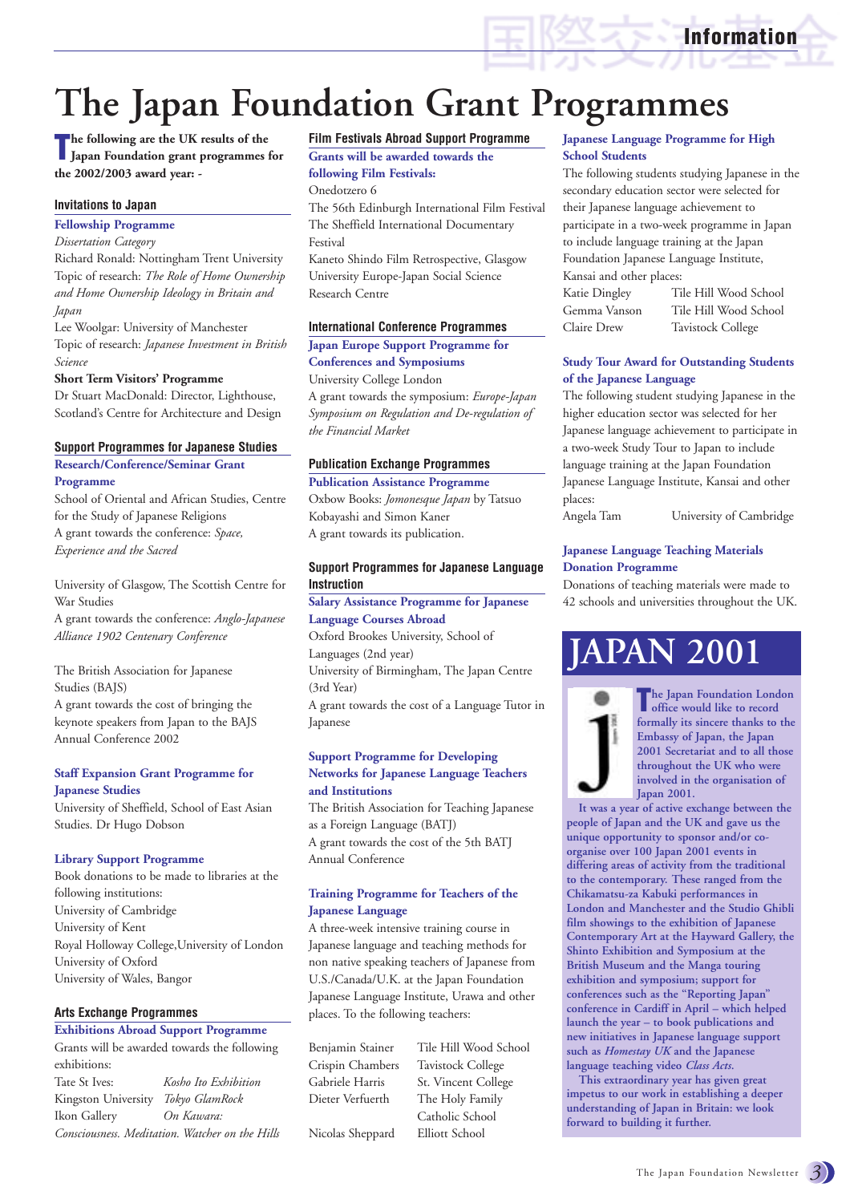# The Japan Foundation Grant Programmes

**The following are the UK results of the Japan Foundation grant programmes for the 2002/2003 award year: -**

## Invitations to Japan

### Fellowship Programme

*Dissertation Category*

Richard Ronald: Nottingham Trent University
Topic of research: *The Role of Home Ownership and Home Ownership Ideology in Britain and Japan*

Lee Woolgar: University of Manchester
Topic of research: *Japanese Investment in British Science*

**Short Term Visitors' Programme**

Dr Stuart MacDonald: Director, Lighthouse, Scotland's Centre for Architecture and Design

## Support Programmes for Japanese Studies

### Research/Conference/Seminar Grant Programme

School of Oriental and African Studies, Centre for the Study of Japanese Religions
A grant towards the conference: *Space, Experience and the Sacred*

University of Glasgow, The Scottish Centre for War Studies
A grant towards the conference: *Anglo-Japanese Alliance 1902 Centenary Conference*

The British Association for Japanese Studies (BAJS)
A grant towards the cost of bringing the keynote speakers from Japan to the BAJS Annual Conference 2002

### Staff Expansion Grant Programme for Japanese Studies

University of Sheffield, School of East Asian Studies. Dr Hugo Dobson

### Library Support Programme

Book donations to be made to libraries at the following institutions:
University of Cambridge
University of Kent
Royal Holloway College,University of London
University of Oxford
University of Wales, Bangor

## Arts Exchange Programmes

### Exhibitions Abroad Support Programme

Grants will be awarded towards the following exhibitions:

| | |
|---|---|
| Tate St Ives: | *Kosho Ito Exhibition* |
| Kingston University | *Tokyo GlamRock* |
| Ikon Gallery | *On Kawara:* |

*Consciousness. Meditation. Watcher on the Hills*

## Film Festivals Abroad Support Programme

### Grants will be awarded towards the following Film Festivals:

Onedotzero 6
The 56th Edinburgh International Film Festival
The Sheffield International Documentary Festival
Kaneto Shindo Film Retrospective, Glasgow University Europe-Japan Social Science Research Centre

## International Conference Programmes

### Japan Europe Support Programme for Conferences and Symposiums

University College London
A grant towards the symposium: *Europe-Japan Symposium on Regulation and De-regulation of the Financial Market*

## Publication Exchange Programmes

### Publication Assistance Programme

Oxbow Books: *Jomonesque Japan* by Tatsuo Kobayashi and Simon Kaner
A grant towards its publication.

## Support Programmes for Japanese Language Instruction

### Salary Assistance Programme for Japanese Language Courses Abroad

Oxford Brookes University, School of Languages (2nd year)
University of Birmingham, The Japan Centre (3rd Year)
A grant towards the cost of a Language Tutor in Japanese

### Support Programme for Developing Networks for Japanese Language Teachers and Institutions

The British Association for Teaching Japanese as a Foreign Language (BATJ)
A grant towards the cost of the 5th BATJ Annual Conference

### Training Programme for Teachers of the Japanese Language

A three-week intensive training course in Japanese language and teaching methods for non native speaking teachers of Japanese from U.S./Canada/U.K. at the Japan Foundation Japanese Language Institute, Urawa and other places. To the following teachers:

| | |
|---|---|
| Benjamin Stainer | Tile Hill Wood School |
| Crispin Chambers | Tavistock College |
| Gabriele Harris | St. Vincent College |
| Dieter Verfuerth | The Holy Family Catholic School |
| Nicolas Sheppard | Elliott School |

### Japanese Language Programme for High School Students

The following students studying Japanese in the secondary education sector were selected for their Japanese language achievement to participate in a two-week programme in Japan to include language training at the Japan Foundation Japanese Language Institute, Kansai and other places:

| | |
|---|---|
| Katie Dingley | Tile Hill Wood School |
| Gemma Vanson | Tile Hill Wood School |
| Claire Drew | Tavistock College |

### Study Tour Award for Outstanding Students of the Japanese Language

The following student studying Japanese in the higher education sector was selected for her Japanese language achievement to participate in a two-week Study Tour to Japan to include language training at the Japan Foundation Japanese Language Institute, Kansai and other places:

| | |
|---|---|
| Angela Tam | University of Cambridge |

### Japanese Language Teaching Materials Donation Programme

Donations of teaching materials were made to 42 schools and universities throughout the UK.

# JAPAN 2001

**The Japan Foundation London office would like to record formally its sincere thanks to the Embassy of Japan, the Japan 2001 Secretariat and to all those throughout the UK who were involved in the organisation of Japan 2001.**

**It was a year of active exchange between the people of Japan and the UK and gave us the unique opportunity to sponsor and/or co-organise over 100 Japan 2001 events in differing areas of activity from the traditional to the contemporary. These ranged from the Chikamatsu-za Kabuki performances in London and Manchester and the Studio Ghibli film showings to the exhibition of Japanese Contemporary Art at the Hayward Gallery, the Shinto Exhibition and Symposium at the British Museum and the Manga touring exhibition and symposium; support for conferences such as the "Reporting Japan" conference in Cardiff in April – which helped launch the year – to book publications and new initiatives in Japanese language support such as *Homestay UK* and the Japanese language teaching video *Class Acts*.**

**This extraordinary year has given great impetus to our work in establishing a deeper understanding of Japan in Britain: we look forward to building it further.**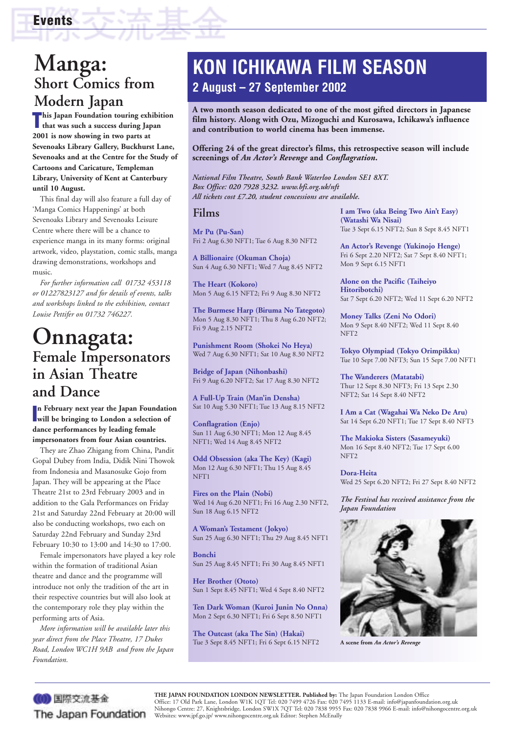# Events

# Manga: Short Comics from Modern Japan

**This Japan Foundation touring exhibition that was such a success during Japan 2001 is now showing in two parts at Sevenoaks Library Gallery, Buckhurst Lane, Sevenoaks and at the Centre for the Study of Cartoons and Caricature, Templeman Library, University of Kent at Canterbury until 10 August.**

This final day will also feature a full day of 'Manga Comics Happenings' at both Sevenoaks Library and Sevenoaks Leisure Centre where there will be a chance to experience manga in its many forms: original artwork, video, playstation, comic stalls, manga drawing demonstrations, workshops and music.

*For further information call 01732 453118 or 01227823127 and for details of events, talks and workshops linked to the exhibition, contact Louise Pettifer on 01732 746227.*

# Onnagata: Female Impersonators in Asian Theatre and Dance

**In February next year the Japan Foundation will be bringing to London a selection of dance performances by leading female impersonators from four Asian countries.**

They are Zhao Zhigang from China, Pandit Gopal Dubey from India, Didik Nini Thowok from Indonesia and Masanosuke Gojo from Japan. They will be appearing at the Place Theatre 21st to 23rd February 2003 and in addition to the Gala Performances on Friday 21st and Saturday 22nd February at 20:00 will also be conducting workshops, two each on Saturday 22nd February and Sunday 23rd February 10:30 to 13:00 and 14:30 to 17:00.

Female impersonators have played a key role within the formation of traditional Asian theatre and dance and the programme will introduce not only the tradition of the art in their respective countries but will also look at the contemporary role they play within the performing arts of Asia.

*More information will be available later this year direct from the Place Theatre, 17 Dukes Road, London WC1H 9AB and from the Japan Foundation.*

# KON ICHIKAWA FILM SEASON

## 2 August – 27 September 2002

**A two month season dedicated to one of the most gifted directors in Japanese film history. Along with Ozu, Mizoguchi and Kurosawa, Ichikawa's influence and contribution to world cinema has been immense.**

**Offering 24 of the great director's films, this retrospective season will include screenings of *An Actor's Revenge* and *Conflagration*.**

*National Film Theatre, South Bank Waterloo London SE1 8XT.*
*Box Office: 020 7928 3232. www.bfi.org.uk/nft*
*All tickets cost £7.20, student concessions are available.*

## Films

**Mr Pu (Pu-San)**
Fri 2 Aug 6.30 NFT1; Tue 6 Aug 8.30 NFT2

**A Billionaire (Okuman Choja)**
Sun 4 Aug 6.30 NFT1; Wed 7 Aug 8.45 NFT2

**The Heart (Kokoro)**
Mon 5 Aug 6.15 NFT2; Fri 9 Aug 8.30 NFT2

**The Burmese Harp (Biruma No Tategoto)**
Mon 5 Aug 8.30 NFT1; Thu 8 Aug 6.20 NFT2; Fri 9 Aug 2.15 NFT2

**Punishment Room (Shokei No Heya)**
Wed 7 Aug 6.30 NFT1; Sat 10 Aug 8.30 NFT2

**Bridge of Japan (Nihonbashi)**
Fri 9 Aug 6.20 NFT2; Sat 17 Aug 8.30 NFT2

**A Full-Up Train (Man'in Densha)**
Sat 10 Aug 5.30 NFT1; Tue 13 Aug 8.15 NFT2

**Conflagration (Enjo)**
Sun 11 Aug 6.30 NFT1; Mon 12 Aug 8.45 NFT1; Wed 14 Aug 8.45 NFT2

**Odd Obsession (aka The Key) (Kagi)**
Mon 12 Aug 6.30 NFT1; Thu 15 Aug 8.45 NFT1

**Fires on the Plain (Nobi)**
Wed 14 Aug 6.20 NFT1; Fri 16 Aug 2.30 NFT2, Sun 18 Aug 6.15 NFT2

**A Woman's Testament (Jokyo)**
Sun 25 Aug 6.30 NFT1; Thu 29 Aug 8.45 NFT1

**Bonchi**
Sun 25 Aug 8.45 NFT1; Fri 30 Aug 8.45 NFT1

**Her Brother (Ototo)**
Sun 1 Sept 8.45 NFT1; Wed 4 Sept 8.40 NFT2

**Ten Dark Woman (Kuroi Junin No Onna)**
Mon 2 Sept 6.30 NFT1; Fri 6 Sept 8.50 NFT1

**The Outcast (aka The Sin) (Hakai)**
Tue 3 Sept 8.45 NFT1; Fri 6 Sept 6.15 NFT2

**I am Two (aka Being Two Ain't Easy) (Watashi Wa Nisai)**
Tue 3 Sept 6.15 NFT2; Sun 8 Sept 8.45 NFT1

**An Actor's Revenge (Yukinojo Henge)**
Fri 6 Sept 2.20 NFT2; Sat 7 Sept 8.40 NFT1; Mon 9 Sept 6.15 NFT1

**Alone on the Pacific (Taiheiyo Hitoribotchi)**
Sat 7 Sept 6.20 NFT2; Wed 11 Sept 6.20 NFT2

**Money Talks (Zeni No Odori)**
Mon 9 Sept 8.40 NFT2; Wed 11 Sept 8.40 NFT2

**Tokyo Olympiad (Tokyo Orimpikku)**
Tue 10 Sept 7.00 NFT3; Sun 15 Sept 7.00 NFT1

**The Wanderers (Matatabi)**
Thur 12 Sept 8.30 NFT3; Fri 13 Sept 2.30 NFT2; Sat 14 Sept 8.40 NFT2

**I Am a Cat (Wagahai Wa Neko De Aru)**
Sat 14 Sept 6.20 NFT1; Tue 17 Sept 8.40 NFT3

**The Makioka Sisters (Sasameyuki)**
Mon 16 Sept 8.40 NFT2; Tue 17 Sept 6.00 NFT2

**Dora-Heita**
Wed 25 Sept 6.20 NFT2; Fri 27 Sept 8.40 NFT2

*The Festival has received assistance from the Japan Foundation*

A scene from *An Actor's Revenge*

国際交流基金 The Japan Foundation

**THE JAPAN FOUNDATION LONDON NEWSLETTER. Published by:** The Japan Foundation London Office
Office: 17 Old Park Lane, London W1K 1QT Tel: 020 7499 4726 Fax: 020 7495 1133 E-mail: info@japanfoundation.org.uk
Nihongo Centre: 27, Knightsbridge, London SW1X 7QT Tel: 020 7838 9955 Fax: 020 7838 9966 E-mail: info@nihongocentre.org.uk
Websites: www.jpf.go.jp/ www.nihongocentre.org.uk Editor: Stephen McEnally